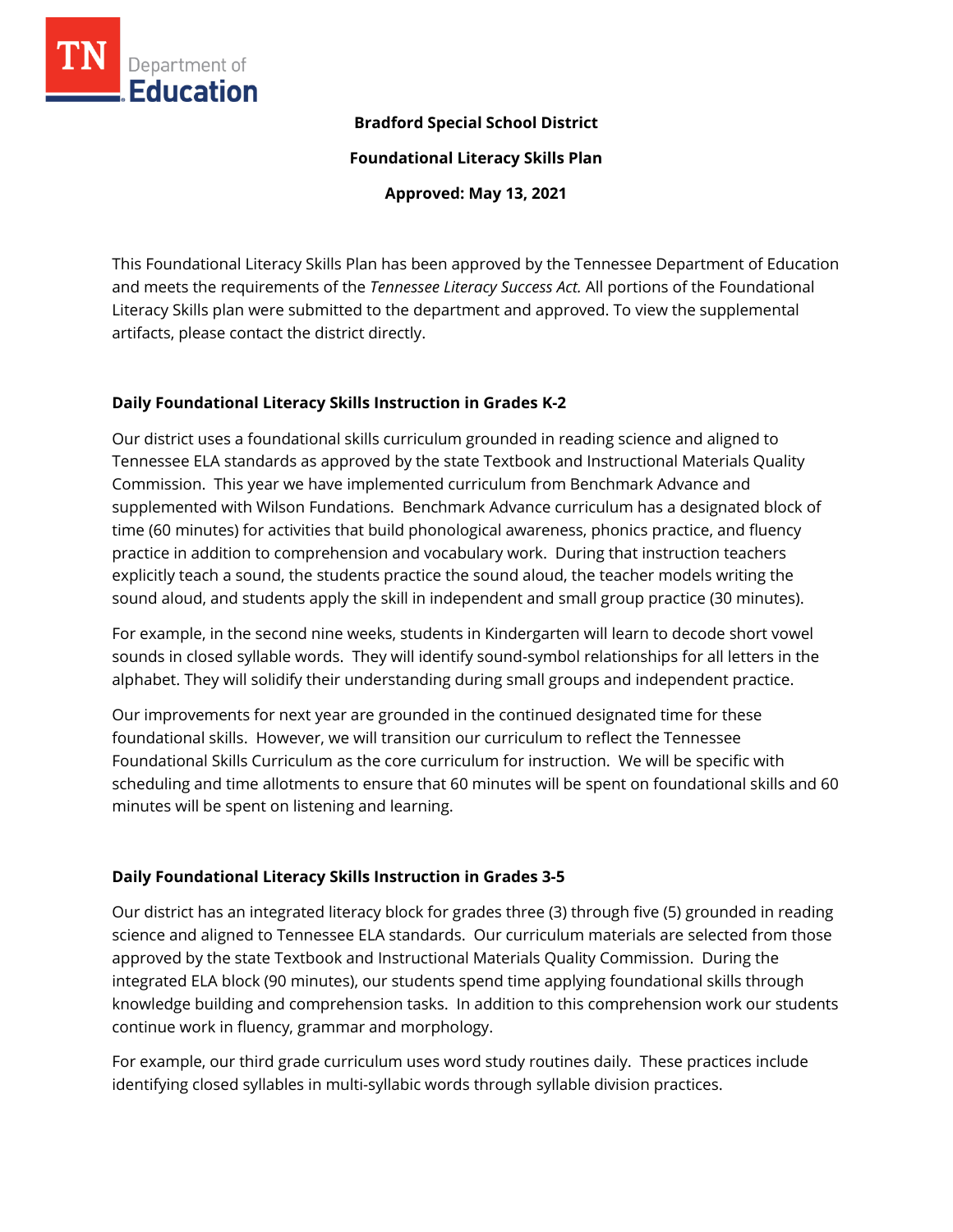**Bradford Special School District**

**Foundational Literacy Skills Plan**

**Approved: May 13, 2021**

This Foundational Literacy Skills Plan has been approved by the Tennessee Department of Education and meets the requirements of the *Tennessee Literacy Success Act.* All portions of the Foundational Literacy Skills plan were submitted to the department and approved. To view the supplemental artifacts, please contact the district directly.

## Daily Foundational Literacy Skills Instruction in Grades K-2

Our district uses a foundational skills curriculum grounded in reading science and aligned to Tennessee ELA standards as approved by the state Textbook and Instructional Materials Quality Commission. This year we have implemented curriculum from Benchmark Advance and supplemented with Wilson Fundations. Benchmark Advance curriculum has a designated block of time (60 minutes) for activities that build phonological awareness, phonics practice, and fluency practice in addition to comprehension and vocabulary work. During that instruction teachers explicitly teach a sound, the students practice the sound aloud, the teacher models writing the sound aloud, and students apply the skill in independent and small group practice (30 minutes).

For example, in the second nine weeks, students in Kindergarten will learn to decode short vowel sounds in closed syllable words. They will identify sound-symbol relationships for all letters in the alphabet. They will solidify their understanding during small groups and independent practice.

Our improvements for next year are grounded in the continued designated time for these foundational skills. However, we will transition our curriculum to reflect the Tennessee Foundational Skills Curriculum as the core curriculum for instruction. We will be specific with scheduling and time allotments to ensure that 60 minutes will be spent on foundational skills and 60 minutes will be spent on listening and learning.

## Daily Foundational Literacy Skills Instruction in Grades 3-5

Our district has an integrated literacy block for grades three (3) through five (5) grounded in reading science and aligned to Tennessee ELA standards. Our curriculum materials are selected from those approved by the state Textbook and Instructional Materials Quality Commission. During the integrated ELA block (90 minutes), our students spend time applying foundational skills through knowledge building and comprehension tasks. In addition to this comprehension work our students continue work in fluency, grammar and morphology.

For example, our third grade curriculum uses word study routines daily. These practices include identifying closed syllables in multi-syllabic words through syllable division practices.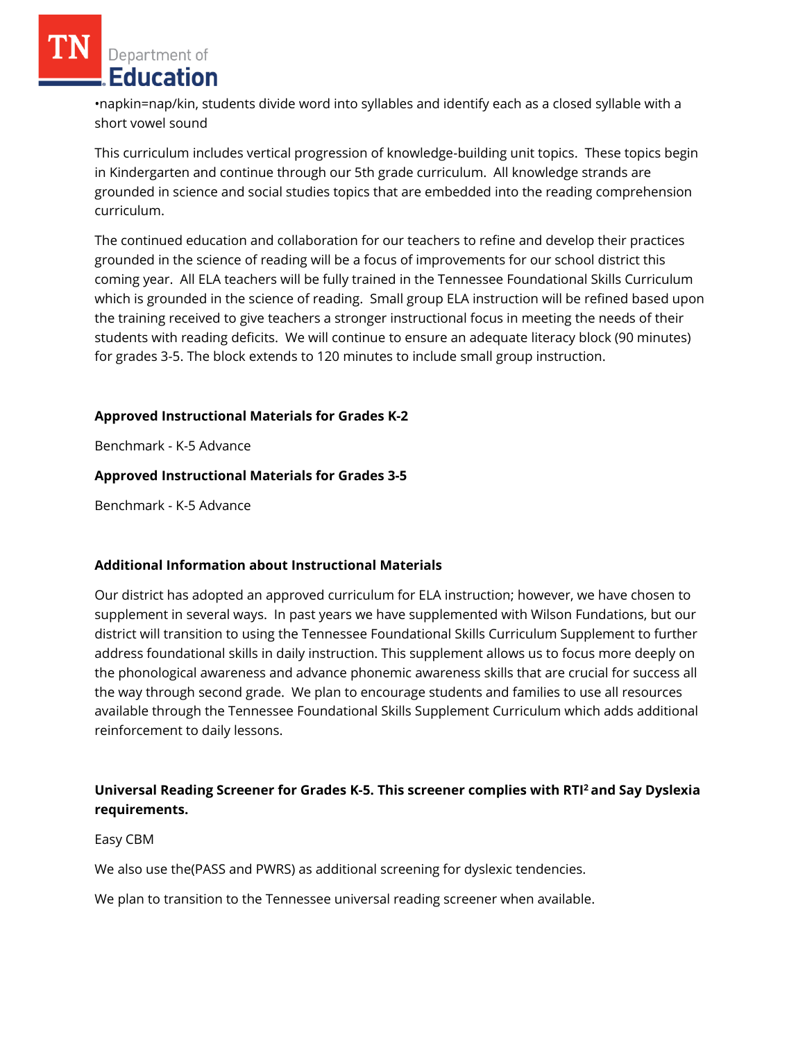•napkin=nap/kin, students divide word into syllables and identify each as a closed syllable with a short vowel sound

This curriculum includes vertical progression of knowledge-building unit topics. These topics begin in Kindergarten and continue through our 5th grade curriculum. All knowledge strands are grounded in science and social studies topics that are embedded into the reading comprehension curriculum.

The continued education and collaboration for our teachers to refine and develop their practices grounded in the science of reading will be a focus of improvements for our school district this coming year. All ELA teachers will be fully trained in the Tennessee Foundational Skills Curriculum which is grounded in the science of reading. Small group ELA instruction will be refined based upon the training received to give teachers a stronger instructional focus in meeting the needs of their students with reading deficits. We will continue to ensure an adequate literacy block (90 minutes) for grades 3-5. The block extends to 120 minutes to include small group instruction.

**Approved Instructional Materials for Grades K-2**

Benchmark - K-5 Advance

**Approved Instructional Materials for Grades 3-5**

Benchmark - K-5 Advance

**Additional Information about Instructional Materials**

Our district has adopted an approved curriculum for ELA instruction; however, we have chosen to supplement in several ways. In past years we have supplemented with Wilson Fundations, but our district will transition to using the Tennessee Foundational Skills Curriculum Supplement to further address foundational skills in daily instruction. This supplement allows us to focus more deeply on the phonological awareness and advance phonemic awareness skills that are crucial for success all the way through second grade. We plan to encourage students and families to use all resources available through the Tennessee Foundational Skills Supplement Curriculum which adds additional reinforcement to daily lessons.

**Universal Reading Screener for Grades K-5. This screener complies with RTI² and Say Dyslexia requirements.**

Easy CBM

We also use the(PASS and PWRS) as additional screening for dyslexic tendencies.

We plan to transition to the Tennessee universal reading screener when available.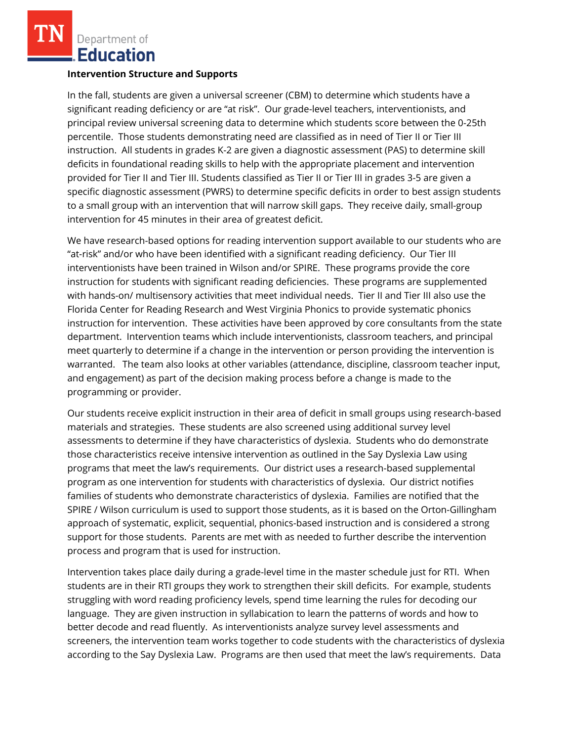**Intervention Structure and Supports**

In the fall, students are given a universal screener (CBM) to determine which students have a significant reading deficiency or are "at risk". Our grade-level teachers, interventionists, and principal review universal screening data to determine which students score between the 0-25th percentile. Those students demonstrating need are classified as in need of Tier II or Tier III instruction. All students in grades K-2 are given a diagnostic assessment (PAS) to determine skill deficits in foundational reading skills to help with the appropriate placement and intervention provided for Tier II and Tier III. Students classified as Tier II or Tier III in grades 3-5 are given a specific diagnostic assessment (PWRS) to determine specific deficits in order to best assign students to a small group with an intervention that will narrow skill gaps. They receive daily, small-group intervention for 45 minutes in their area of greatest deficit.

We have research-based options for reading intervention support available to our students who are "at-risk" and/or who have been identified with a significant reading deficiency. Our Tier III interventionists have been trained in Wilson and/or SPIRE. These programs provide the core instruction for students with significant reading deficiencies. These programs are supplemented with hands-on/ multisensory activities that meet individual needs. Tier II and Tier III also use the Florida Center for Reading Research and West Virginia Phonics to provide systematic phonics instruction for intervention. These activities have been approved by core consultants from the state department. Intervention teams which include interventionists, classroom teachers, and principal meet quarterly to determine if a change in the intervention or person providing the intervention is warranted. The team also looks at other variables (attendance, discipline, classroom teacher input, and engagement) as part of the decision making process before a change is made to the programming or provider.

Our students receive explicit instruction in their area of deficit in small groups using research-based materials and strategies. These students are also screened using additional survey level assessments to determine if they have characteristics of dyslexia. Students who do demonstrate those characteristics receive intensive intervention as outlined in the Say Dyslexia Law using programs that meet the law's requirements. Our district uses a research-based supplemental program as one intervention for students with characteristics of dyslexia. Our district notifies families of students who demonstrate characteristics of dyslexia. Families are notified that the SPIRE / Wilson curriculum is used to support those students, as it is based on the Orton-Gillingham approach of systematic, explicit, sequential, phonics-based instruction and is considered a strong support for those students. Parents are met with as needed to further describe the intervention process and program that is used for instruction.

Intervention takes place daily during a grade-level time in the master schedule just for RTI. When students are in their RTI groups they work to strengthen their skill deficits. For example, students struggling with word reading proficiency levels, spend time learning the rules for decoding our language. They are given instruction in syllabication to learn the patterns of words and how to better decode and read fluently. As interventionists analyze survey level assessments and screeners, the intervention team works together to code students with the characteristics of dyslexia according to the Say Dyslexia Law. Programs are then used that meet the law's requirements. Data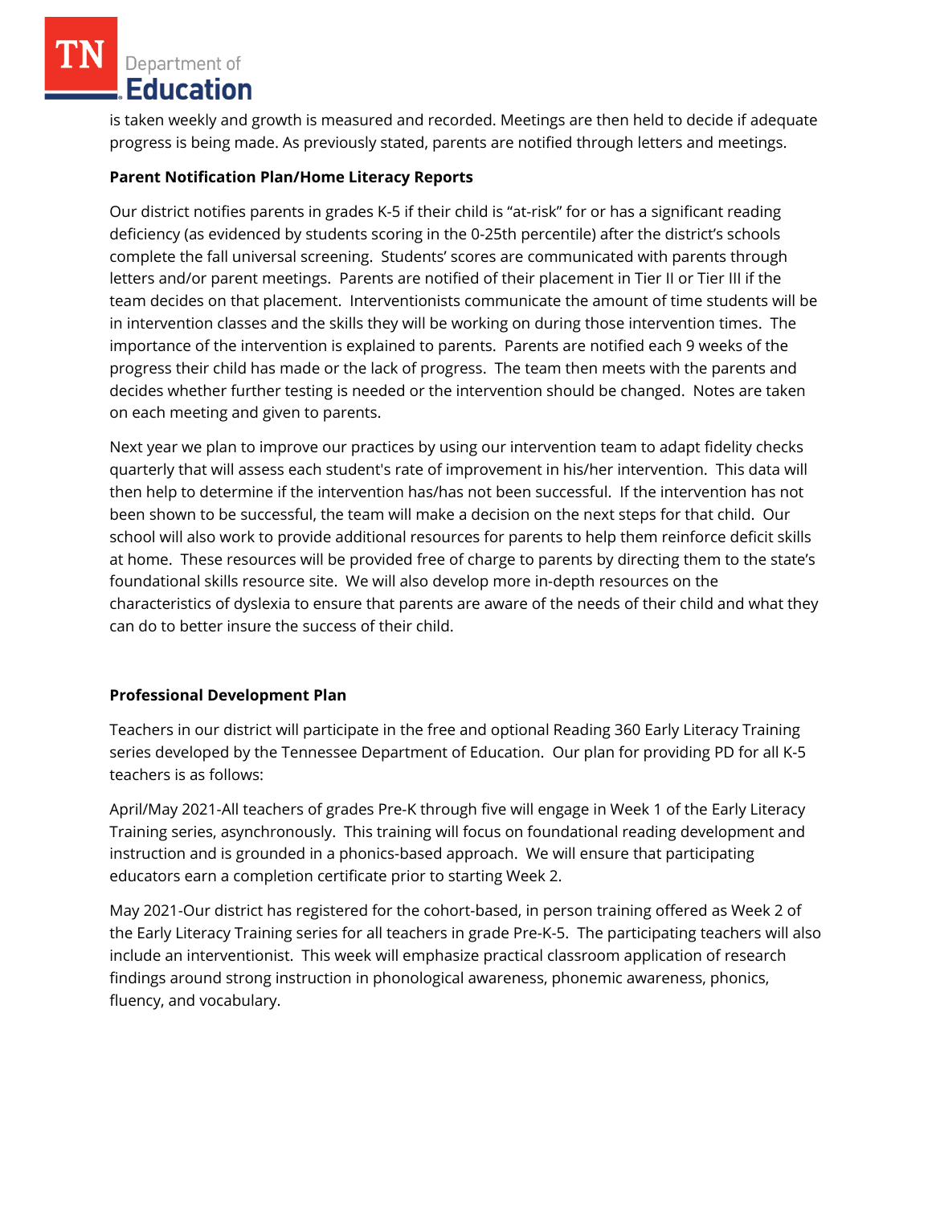is taken weekly and growth is measured and recorded. Meetings are then held to decide if adequate progress is being made. As previously stated, parents are notified through letters and meetings.

**Parent Notification Plan/Home Literacy Reports**

Our district notifies parents in grades K-5 if their child is "at-risk" for or has a significant reading deficiency (as evidenced by students scoring in the 0-25th percentile) after the district's schools complete the fall universal screening. Students' scores are communicated with parents through letters and/or parent meetings. Parents are notified of their placement in Tier II or Tier III if the team decides on that placement. Interventionists communicate the amount of time students will be in intervention classes and the skills they will be working on during those intervention times. The importance of the intervention is explained to parents. Parents are notified each 9 weeks of the progress their child has made or the lack of progress. The team then meets with the parents and decides whether further testing is needed or the intervention should be changed. Notes are taken on each meeting and given to parents.

Next year we plan to improve our practices by using our intervention team to adapt fidelity checks quarterly that will assess each student's rate of improvement in his/her intervention. This data will then help to determine if the intervention has/has not been successful. If the intervention has not been shown to be successful, the team will make a decision on the next steps for that child. Our school will also work to provide additional resources for parents to help them reinforce deficit skills at home. These resources will be provided free of charge to parents by directing them to the state's foundational skills resource site. We will also develop more in-depth resources on the characteristics of dyslexia to ensure that parents are aware of the needs of their child and what they can do to better insure the success of their child.

**Professional Development Plan**

Teachers in our district will participate in the free and optional Reading 360 Early Literacy Training series developed by the Tennessee Department of Education. Our plan for providing PD for all K-5 teachers is as follows:

April/May 2021-All teachers of grades Pre-K through five will engage in Week 1 of the Early Literacy Training series, asynchronously. This training will focus on foundational reading development and instruction and is grounded in a phonics-based approach. We will ensure that participating educators earn a completion certificate prior to starting Week 2.

May 2021-Our district has registered for the cohort-based, in person training offered as Week 2 of the Early Literacy Training series for all teachers in grade Pre-K-5. The participating teachers will also include an interventionist. This week will emphasize practical classroom application of research findings around strong instruction in phonological awareness, phonemic awareness, phonics, fluency, and vocabulary.